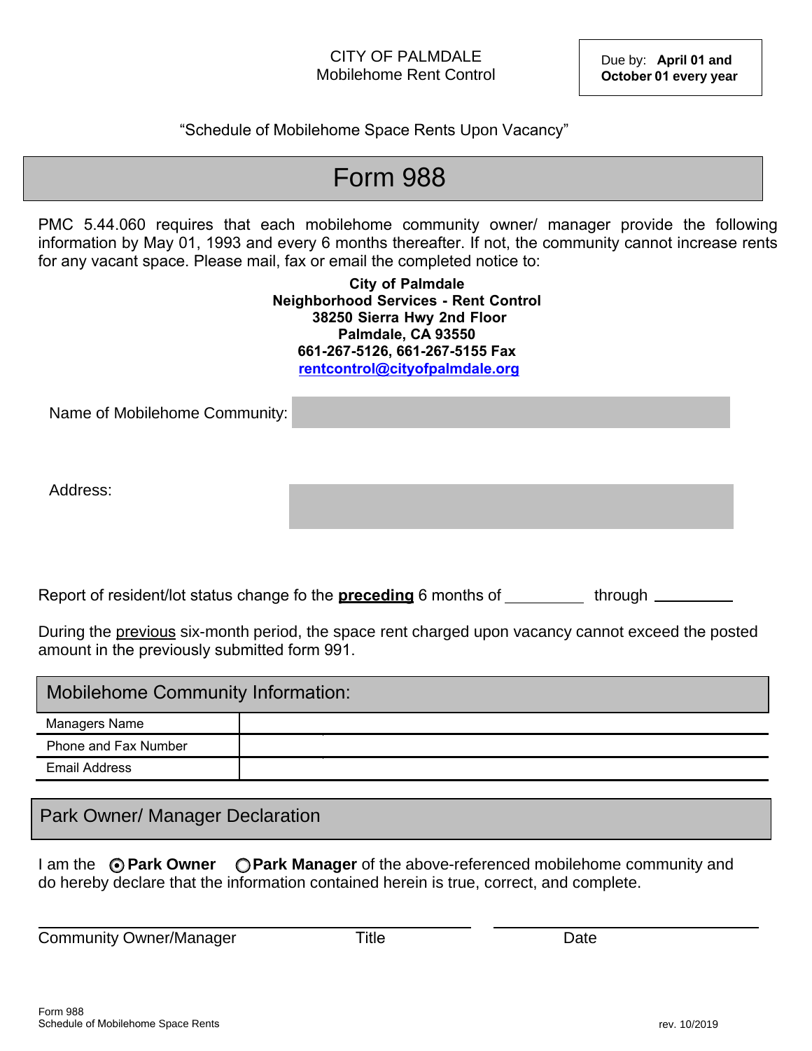CITY OF PALMDALE
Mobilehome Rent Control

**Due by: April 01 and October 01 every year**

"Schedule of Mobilehome Space Rents Upon Vacancy"

# Form 988

PMC 5.44.060 requires that each mobilehome community owner/ manager provide the following information by May 01, 1993 and every 6 months thereafter. If not, the community cannot increase rents for any vacant space. Please mail, fax or email the completed notice to:

**City of Palmdale**
**Neighborhood Services - Rent Control**
**38250 Sierra Hwy 2nd Floor**
**Palmdale, CA 93550**
**661-267-5126, 661-267-5155 Fax**
**rentcontrol@cityofpalmdale.org**

Name of Mobilehome Community:

Address:

Report of resident/lot status change fo the **preceding** 6 months of __________ through __________

During the previous six-month period, the space rent charged upon vacancy cannot exceed the posted amount in the previously submitted form 991.

## Mobilehome Community Information:

| | |
|---|---|
| Managers Name | |
| Phone and Fax Number | |
| Email Address | |

## Park Owner/ Manager Declaration

I am the ◉ **Park Owner** ○ **Park Manager** of the above-referenced mobilehome community and do hereby declare that the information contained herein is true, correct, and complete.

Community Owner/Manager ______________ Title ______________ Date ______________

Form 988
Schedule of Mobilehome Space Rents

rev. 10/2019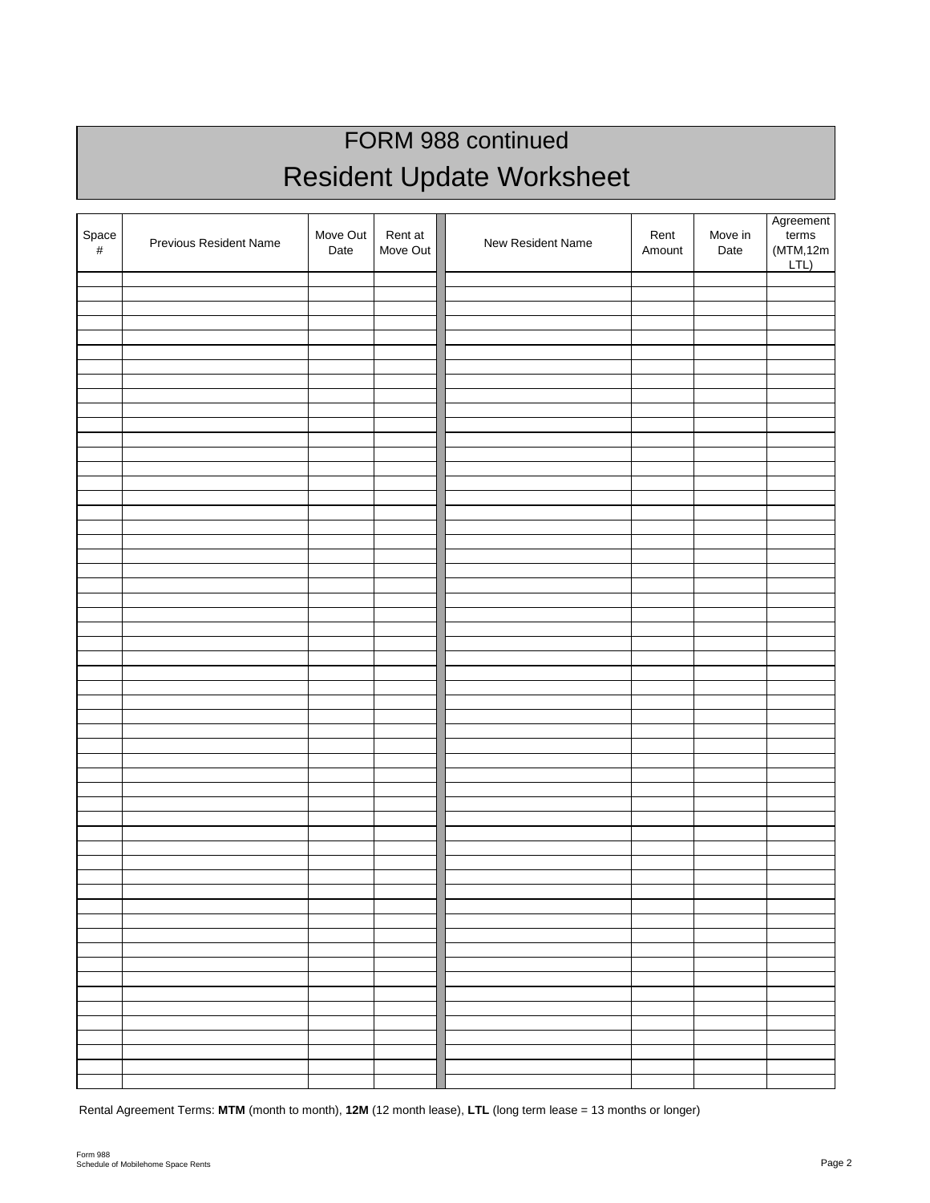# FORM 988 continued

## Resident Update Worksheet

| Space # | Previous Resident Name | Move Out Date | Rent at Move Out | New Resident Name | Rent Amount | Move in Date | Agreement terms (MTM,12m LTL) |
|---|---|---|---|---|---|---|---|
| | | | | | | | |
| | | | | | | | |
| | | | | | | | |
| | | | | | | | |
| | | | | | | | |
| | | | | | | | |
| | | | | | | | |
| | | | | | | | |
| | | | | | | | |
| | | | | | | | |
| | | | | | | | |
| | | | | | | | |
| | | | | | | | |
| | | | | | | | |
| | | | | | | | |
| | | | | | | | |
| | | | | | | | |
| | | | | | | | |
| | | | | | | | |
| | | | | | | | |
| | | | | | | | |
| | | | | | | | |
| | | | | | | | |
| | | | | | | | |
| | | | | | | | |
| | | | | | | | |
| | | | | | | | |
| | | | | | | | |
| | | | | | | | |
| | | | | | | | |
| | | | | | | | |
| | | | | | | | |
| | | | | | | | |
| | | | | | | | |
| | | | | | | | |
| | | | | | | | |
| | | | | | | | |
| | | | | | | | |
| | | | | | | | |
| | | | | | | | |
| | | | | | | | |
| | | | | | | | |
| | | | | | | | |
| | | | | | | | |
| | | | | | | | |
| | | | | | | | |
| | | | | | | | |
| | | | | | | | |
| | | | | | | | |
| | | | | | | | |
| | | | | | | | |
| | | | | | | | |
| | | | | | | | |
| | | | | | | | |
| | | | | | | | |

Rental Agreement Terms: **MTM** (month to month), **12M** (12 month lease), **LTL** (long term lease = 13 months or longer)